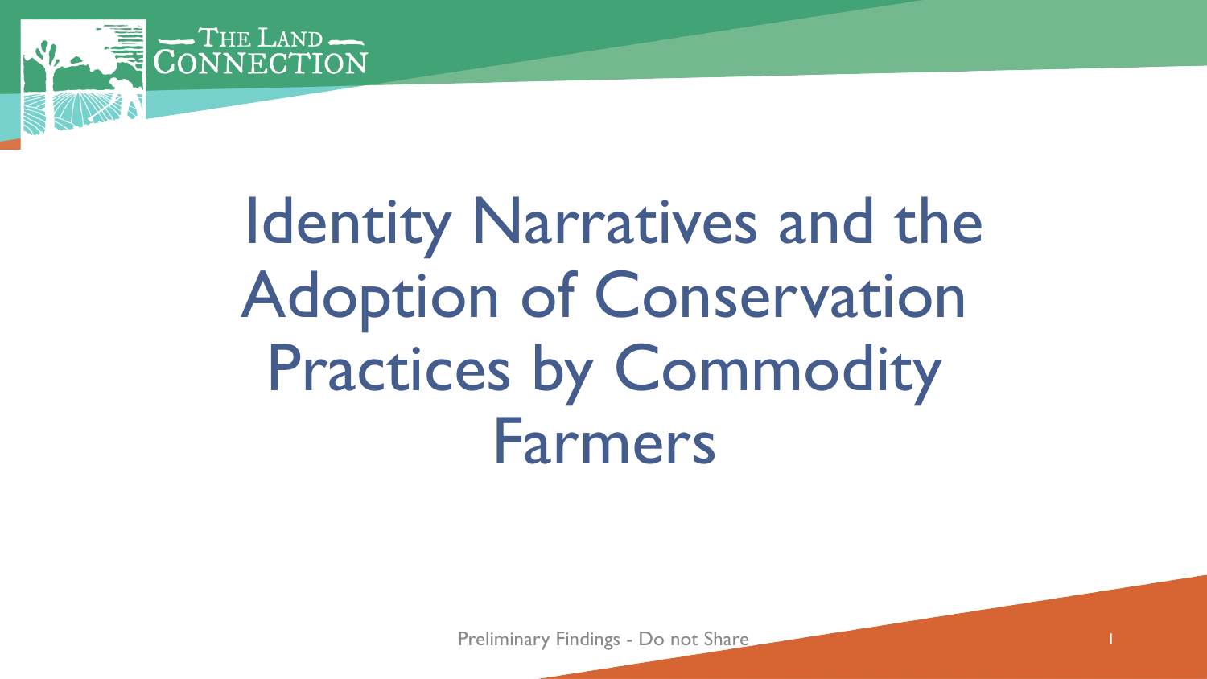# Identity Narratives and the Adoption of Conservation Practices by Commodity Farmers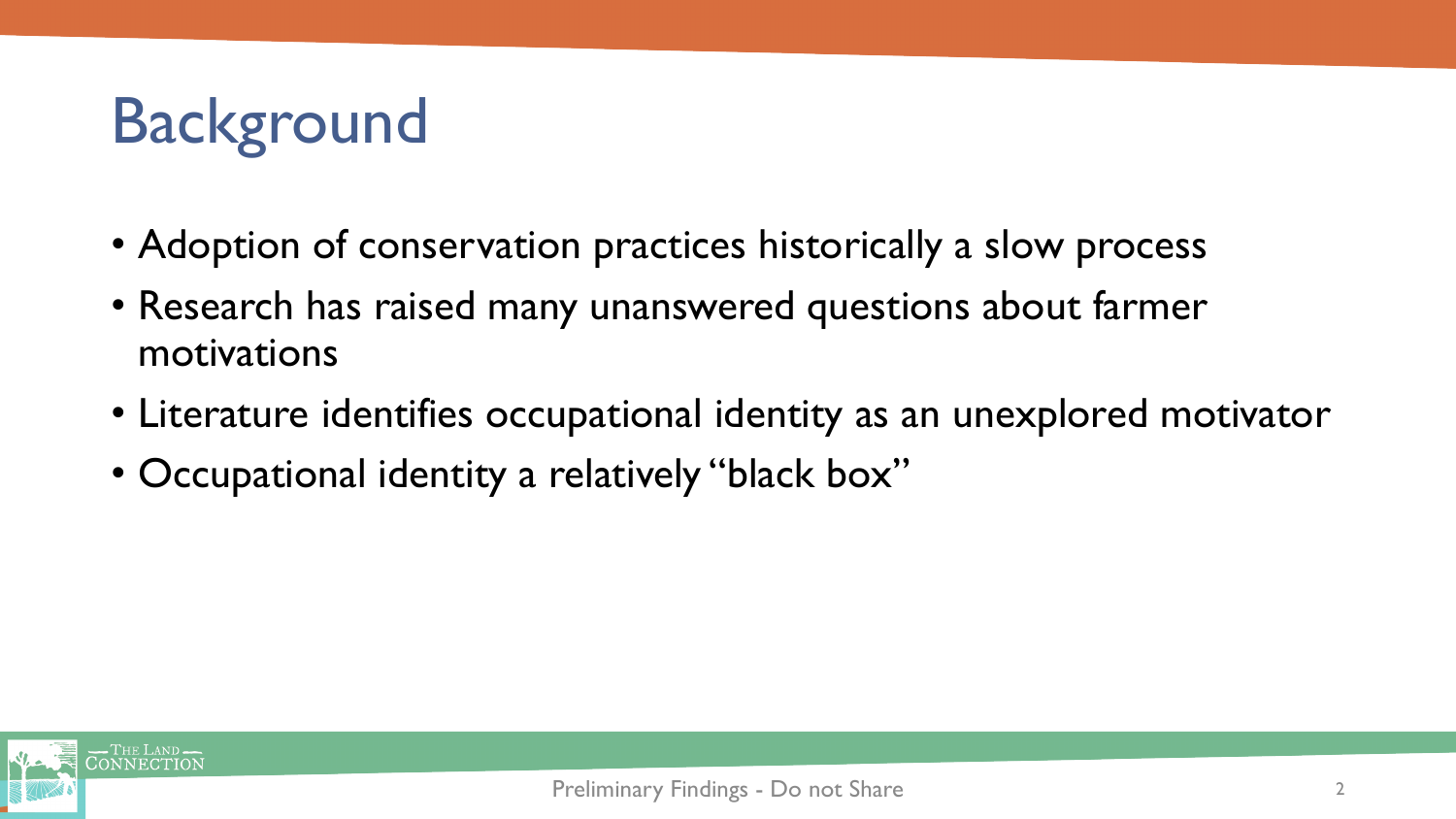# Background

- Adoption of conservation practices historically a slow process
- Research has raised many unanswered questions about farmer motivations
- Literature identifies occupational identity as an unexplored motivator
- Occupational identity a relatively "black box"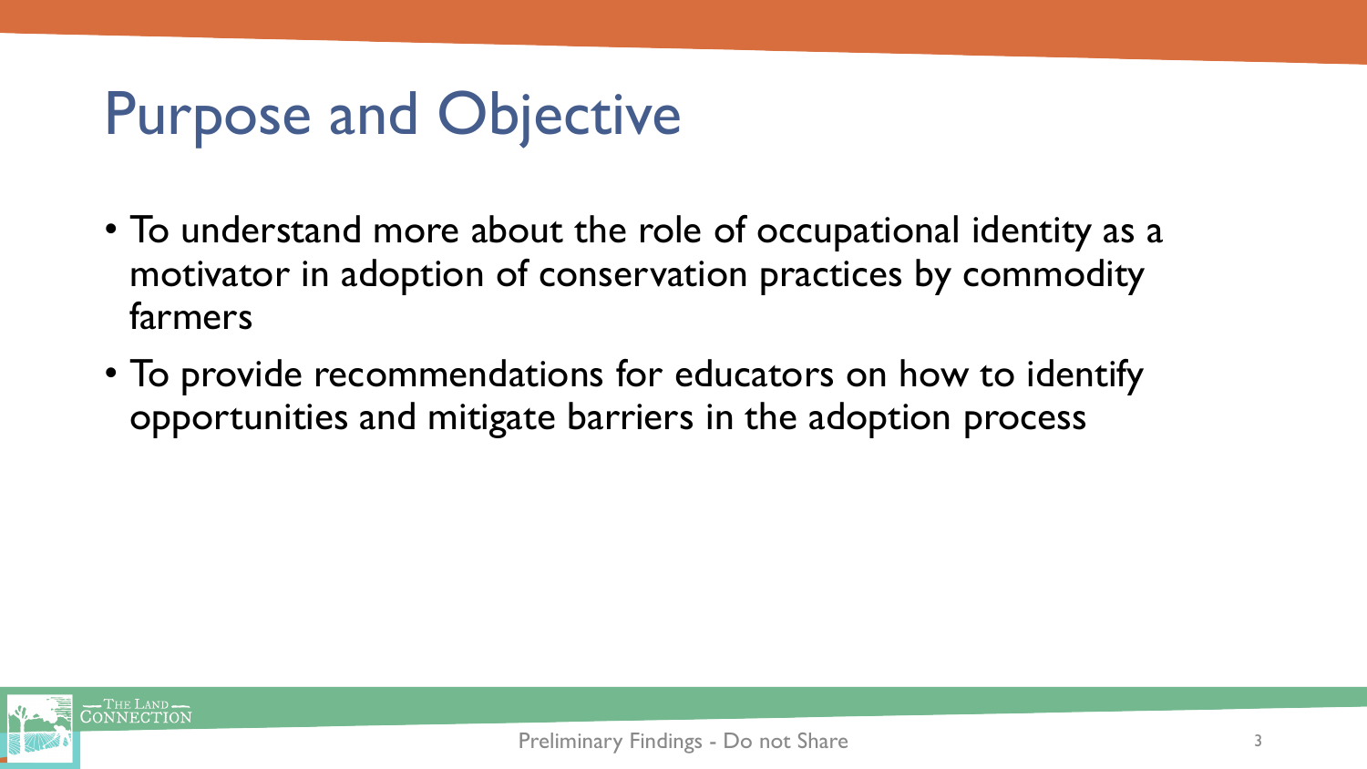# Purpose and Objective

- To understand more about the role of occupational identity as a motivator in adoption of conservation practices by commodity farmers
- To provide recommendations for educators on how to identify opportunities and mitigate barriers in the adoption process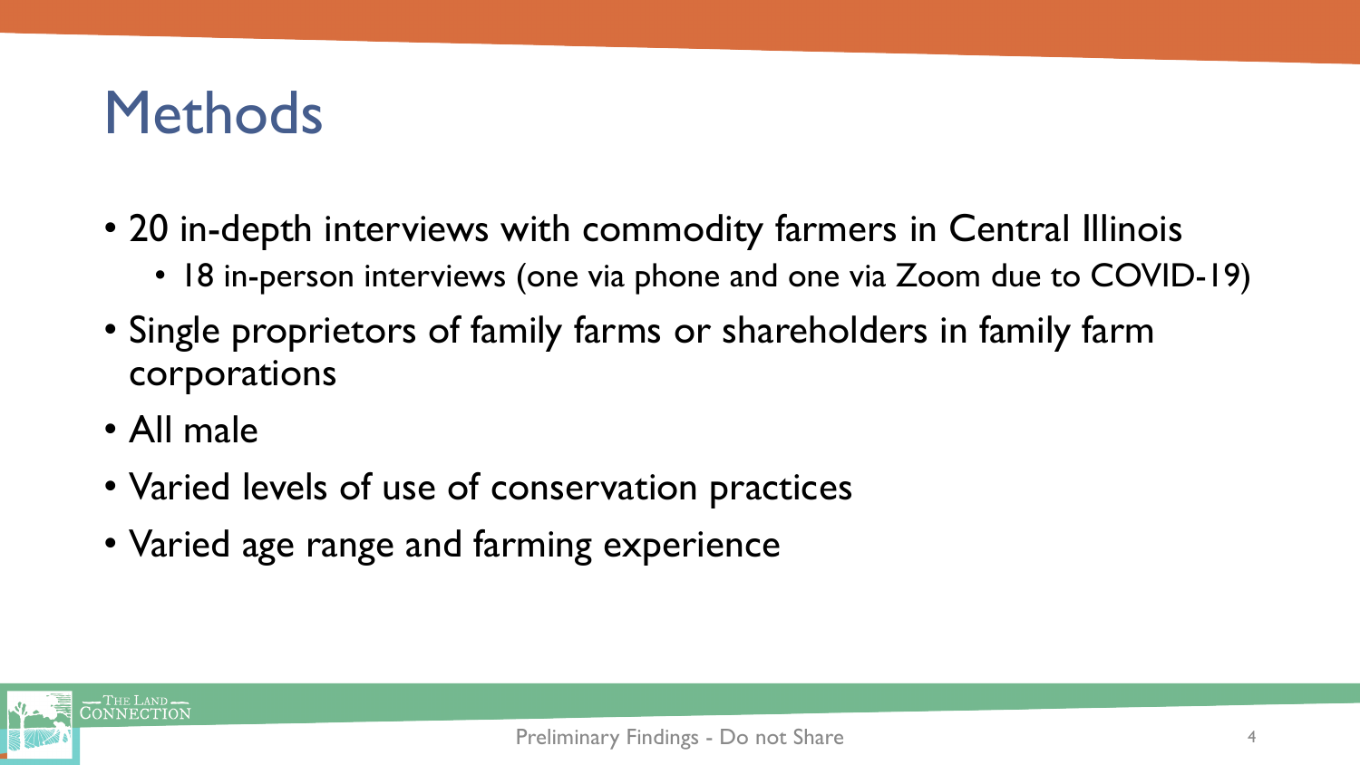# Methods

- 20 in-depth interviews with commodity farmers in Central Illinois
  - 18 in-person interviews (one via phone and one via Zoom due to COVID-19)
- Single proprietors of family farms or shareholders in family farm corporations
- All male
- Varied levels of use of conservation practices
- Varied age range and farming experience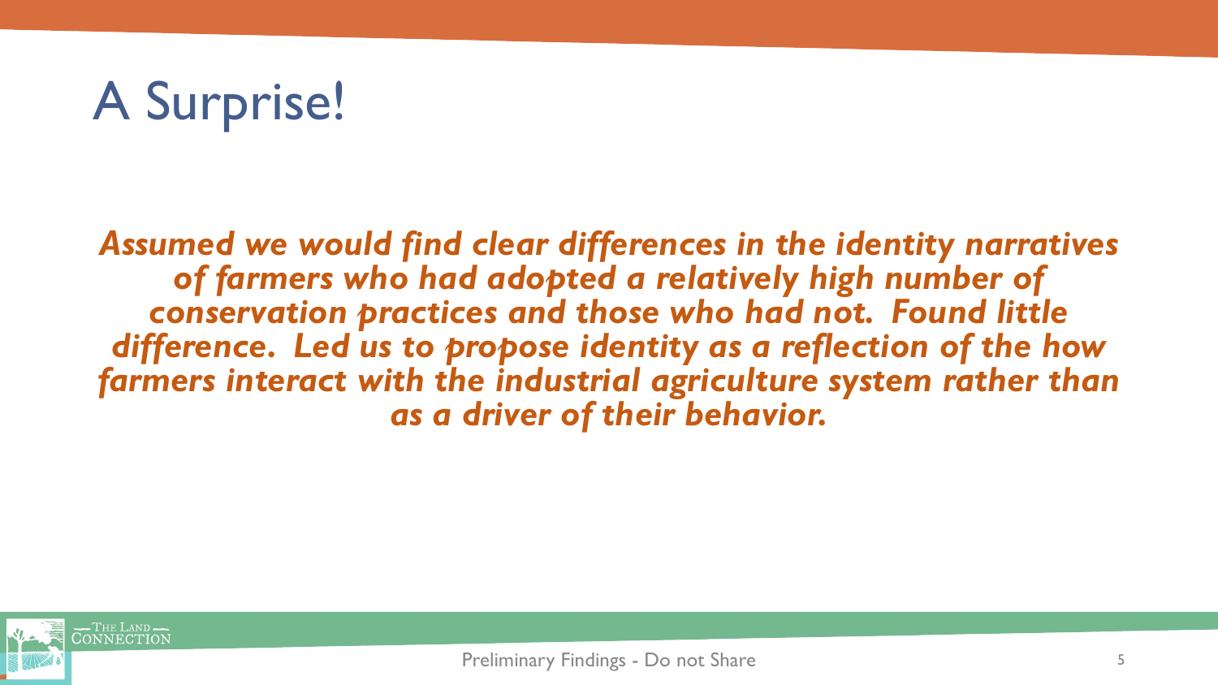# A Surprise!

***Assumed we would find clear differences in the identity narratives of farmers who had adopted a relatively high number of conservation practices and those who had not. Found little difference. Led us to propose identity as a reflection of the how farmers interact with the industrial agriculture system rather than as a driver of their behavior.***

Preliminary Findings - Do not Share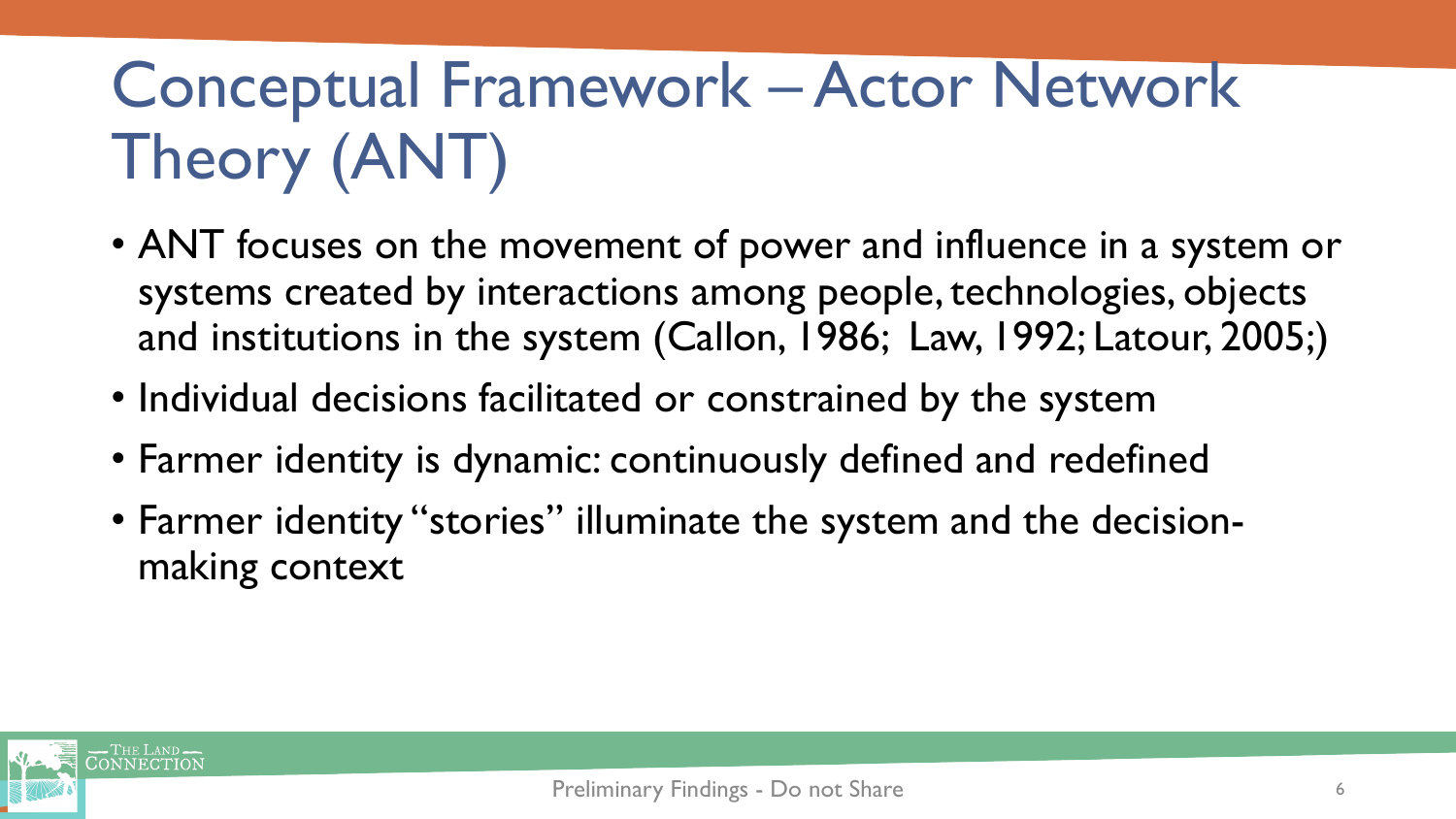# Conceptual Framework – Actor Network Theory (ANT)

- ANT focuses on the movement of power and influence in a system or systems created by interactions among people, technologies, objects and institutions in the system (Callon, 1986; Law, 1992; Latour, 2005;)
- Individual decisions facilitated or constrained by the system
- Farmer identity is dynamic: continuously defined and redefined
- Farmer identity "stories" illuminate the system and the decision-making context

Preliminary Findings - Do not Share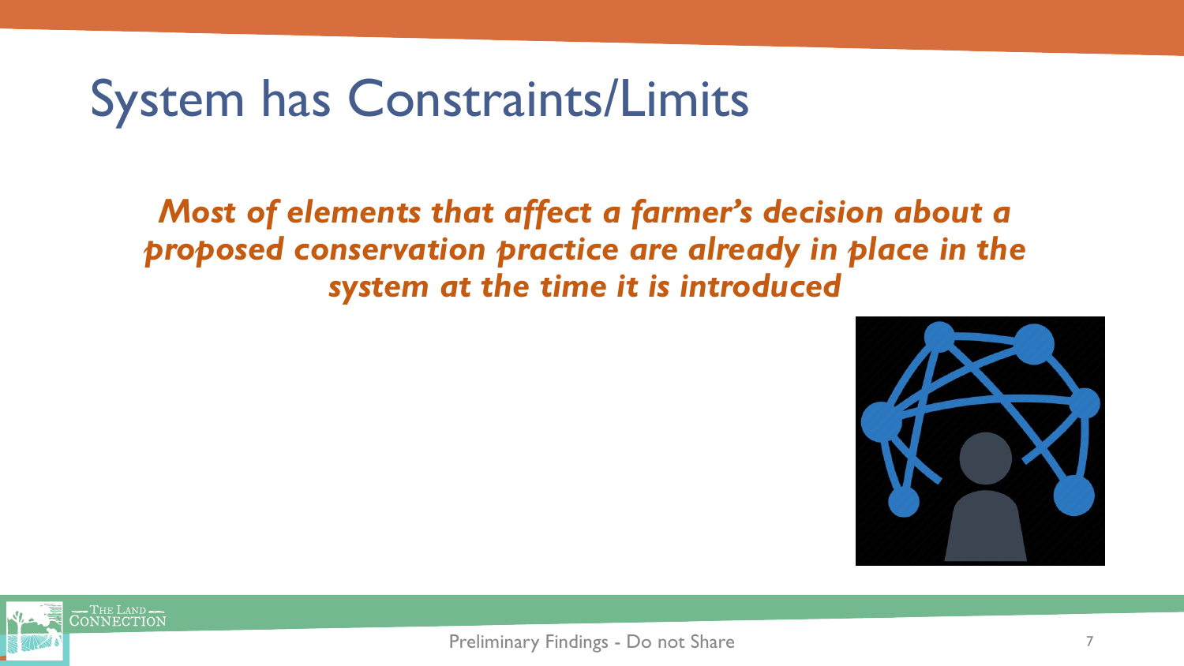# System has Constraints/Limits

***Most of elements that affect a farmer's decision about a proposed conservation practice are already in place in the system at the time it is introduced***

Preliminary Findings - Do not Share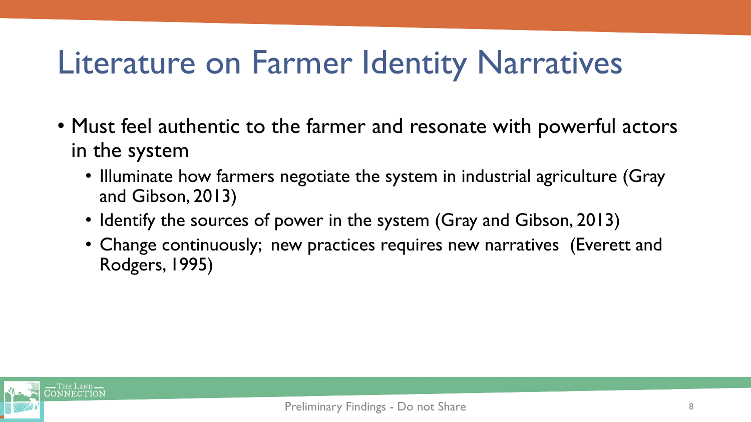# Literature on Farmer Identity Narratives

- Must feel authentic to the farmer and resonate with powerful actors in the system
  - Illuminate how farmers negotiate the system in industrial agriculture (Gray and Gibson, 2013)
  - Identify the sources of power in the system (Gray and Gibson, 2013)
  - Change continuously; new practices requires new narratives (Everett and Rodgers, 1995)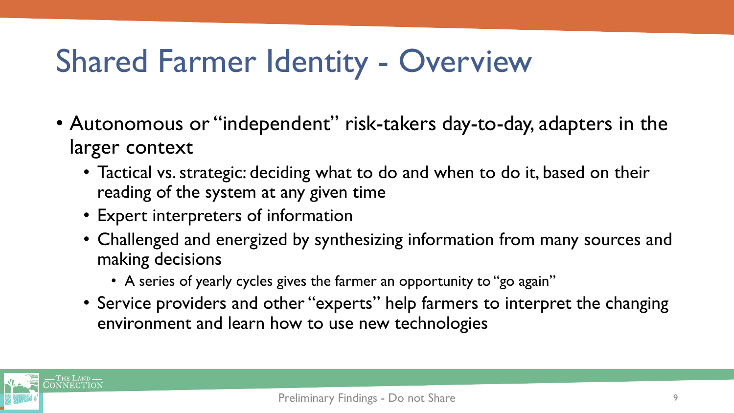# Shared Farmer Identity - Overview

- Autonomous or "independent" risk-takers day-to-day, adapters in the larger context
  - Tactical vs. strategic: deciding what to do and when to do it, based on their reading of the system at any given time
  - Expert interpreters of information
  - Challenged and energized by synthesizing information from many sources and making decisions
    - A series of yearly cycles gives the farmer an opportunity to "go again"
  - Service providers and other "experts" help farmers to interpret the changing environment and learn how to use new technologies

Preliminary Findings - Do not Share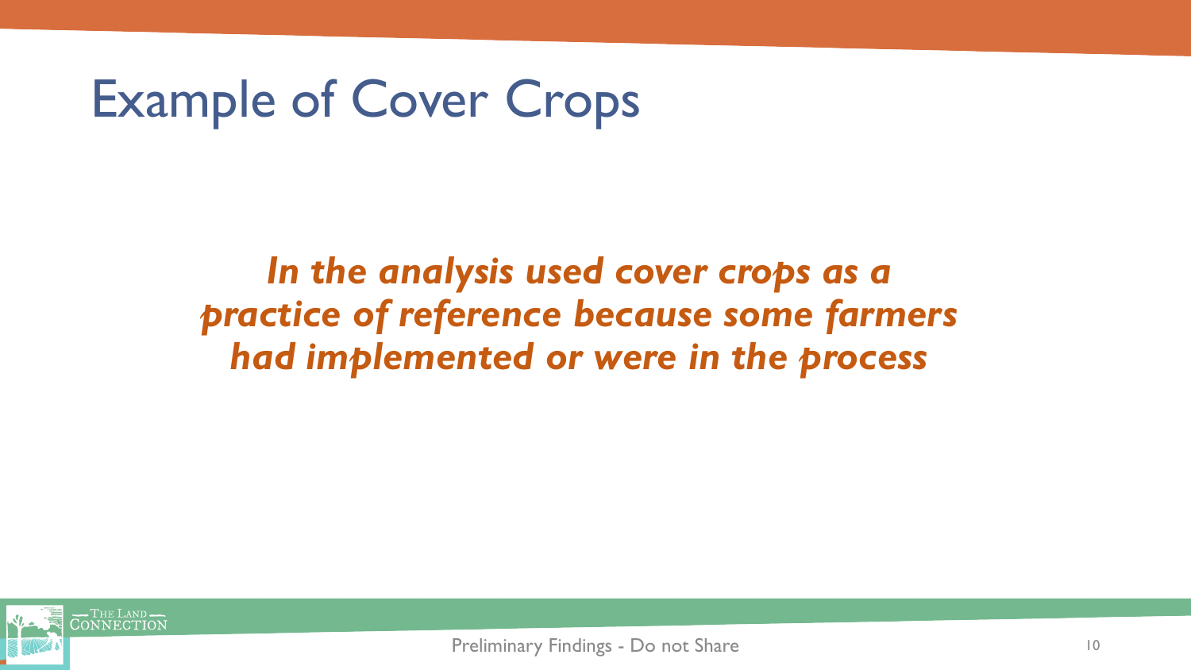# Example of Cover Crops

***In the analysis used cover crops as a practice of reference because some farmers had implemented or were in the process***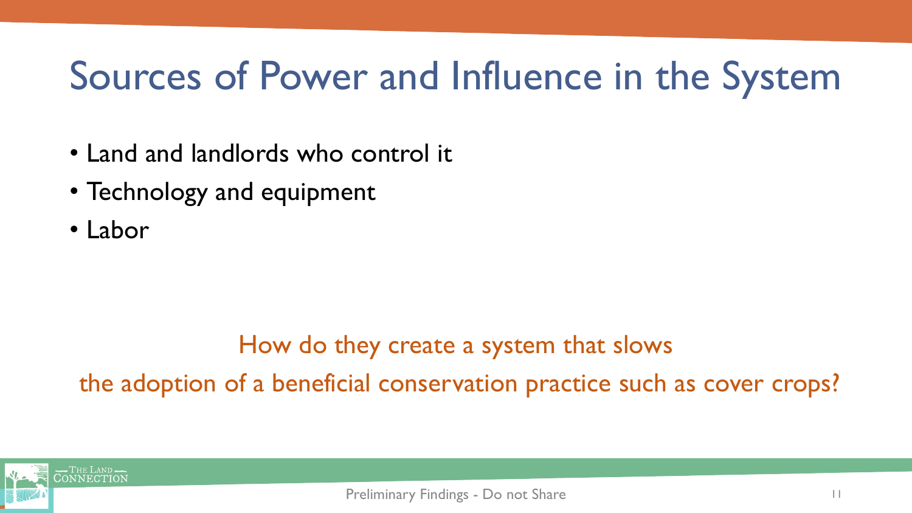# Sources of Power and Influence in the System

- Land and landlords who control it
- Technology and equipment
- Labor

How do they create a system that slows the adoption of a beneficial conservation practice such as cover crops?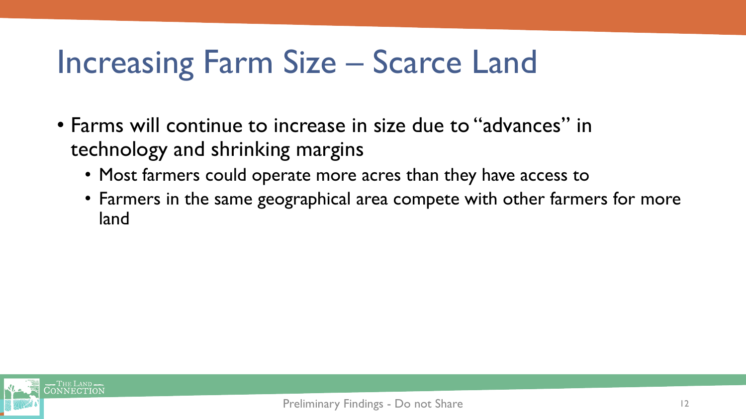# Increasing Farm Size – Scarce Land

- Farms will continue to increase in size due to "advances" in technology and shrinking margins
  - Most farmers could operate more acres than they have access to
  - Farmers in the same geographical area compete with other farmers for more land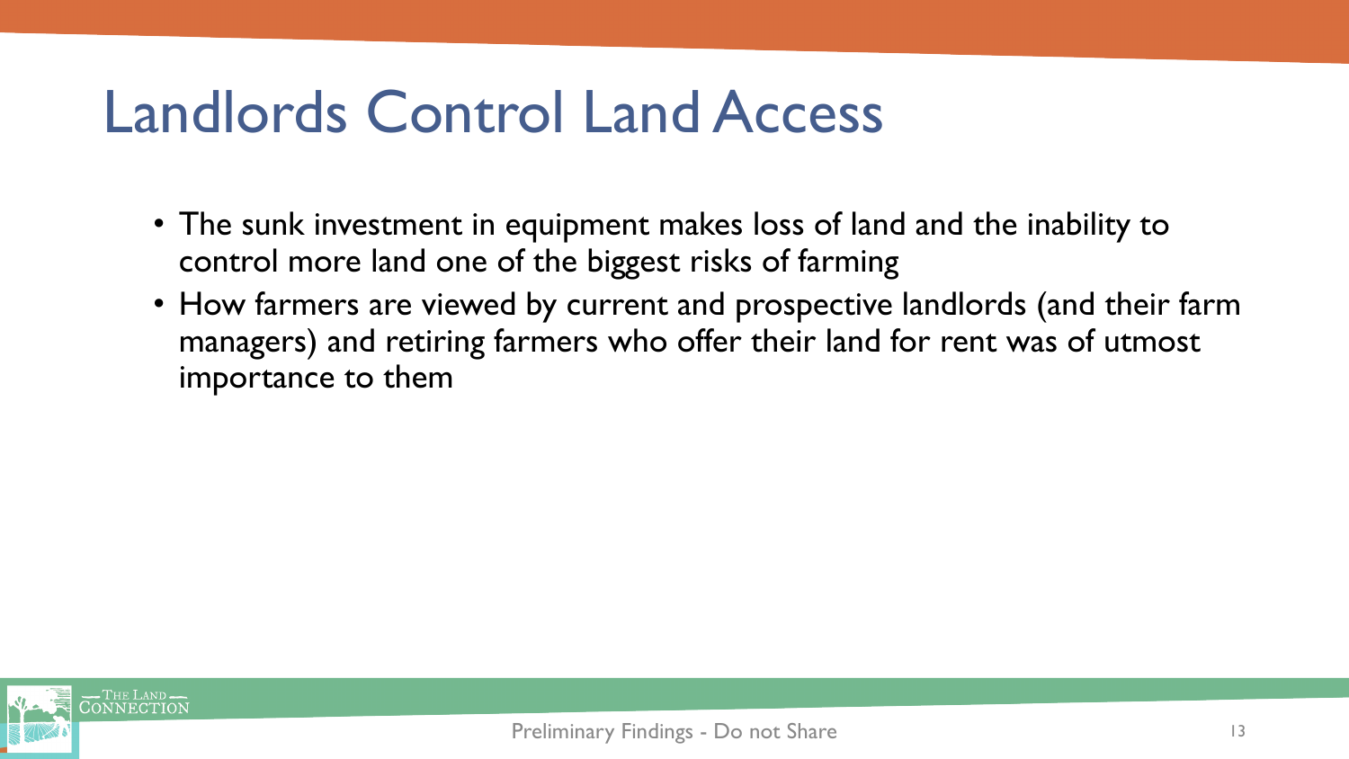# Landlords Control Land Access

- The sunk investment in equipment makes loss of land and the inability to control more land one of the biggest risks of farming
- How farmers are viewed by current and prospective landlords (and their farm managers) and retiring farmers who offer their land for rent was of utmost importance to them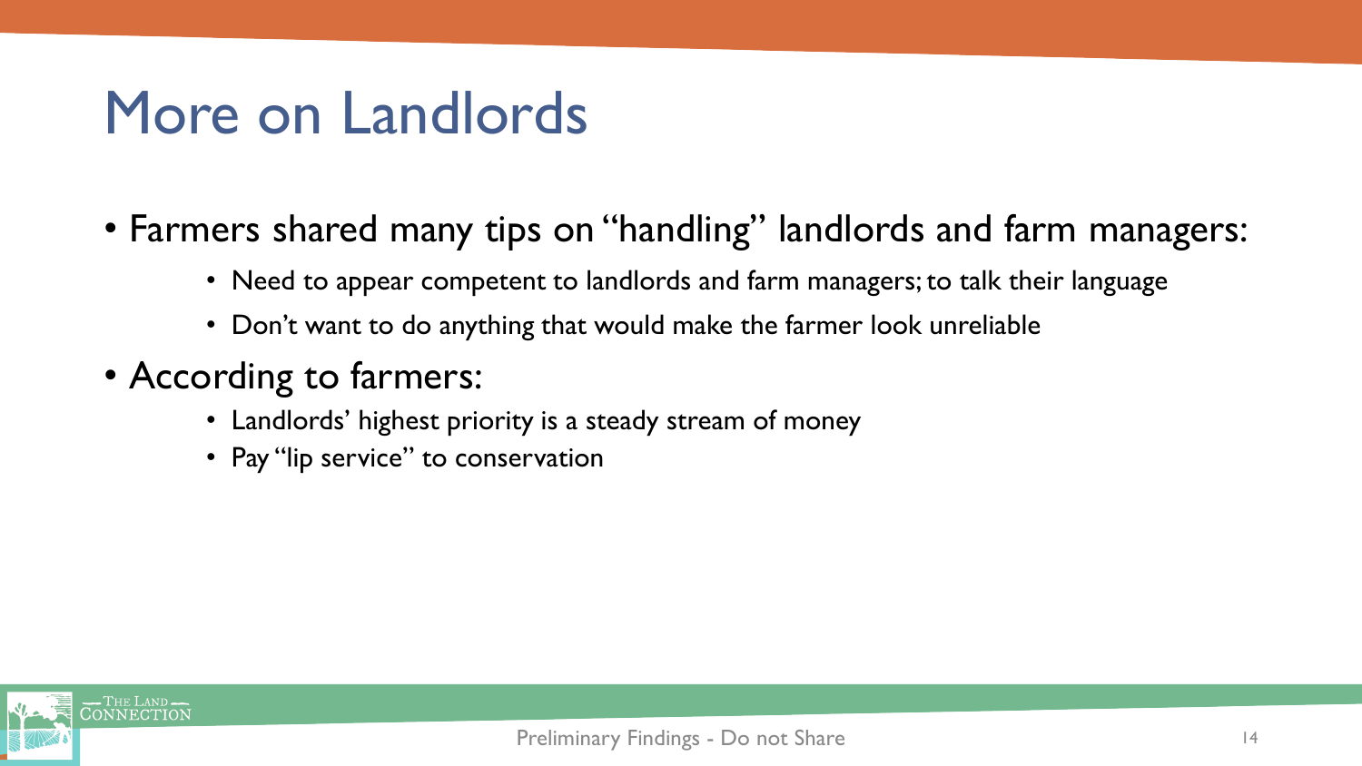# More on Landlords

- Farmers shared many tips on "handling" landlords and farm managers:
  - Need to appear competent to landlords and farm managers; to talk their language
  - Don't want to do anything that would make the farmer look unreliable
- According to farmers:
  - Landlords' highest priority is a steady stream of money
  - Pay "lip service" to conservation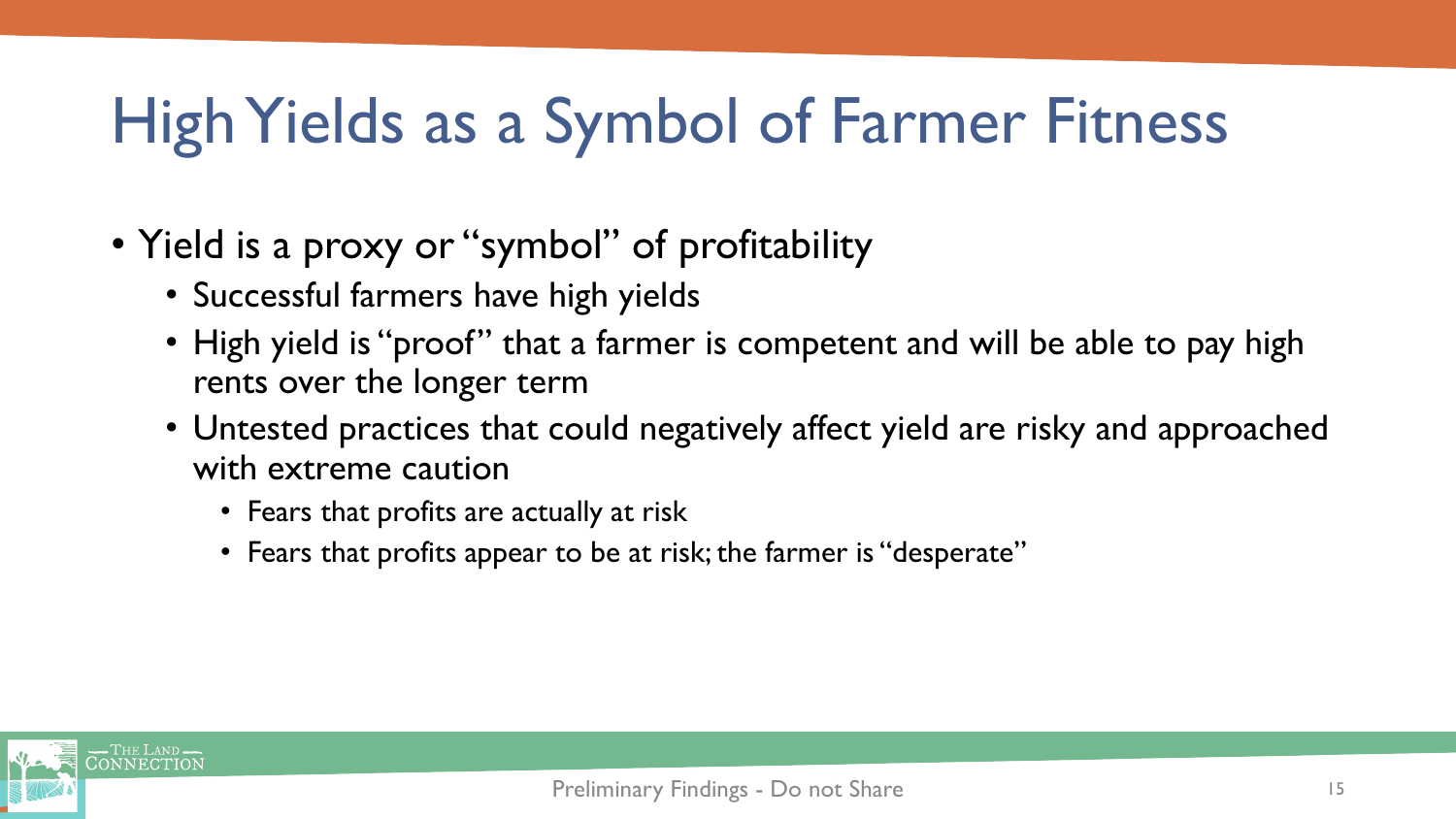# High Yields as a Symbol of Farmer Fitness

- Yield is a proxy or "symbol" of profitability
  - Successful farmers have high yields
  - High yield is "proof" that a farmer is competent and will be able to pay high rents over the longer term
  - Untested practices that could negatively affect yield are risky and approached with extreme caution
    - Fears that profits are actually at risk
    - Fears that profits appear to be at risk; the farmer is "desperate"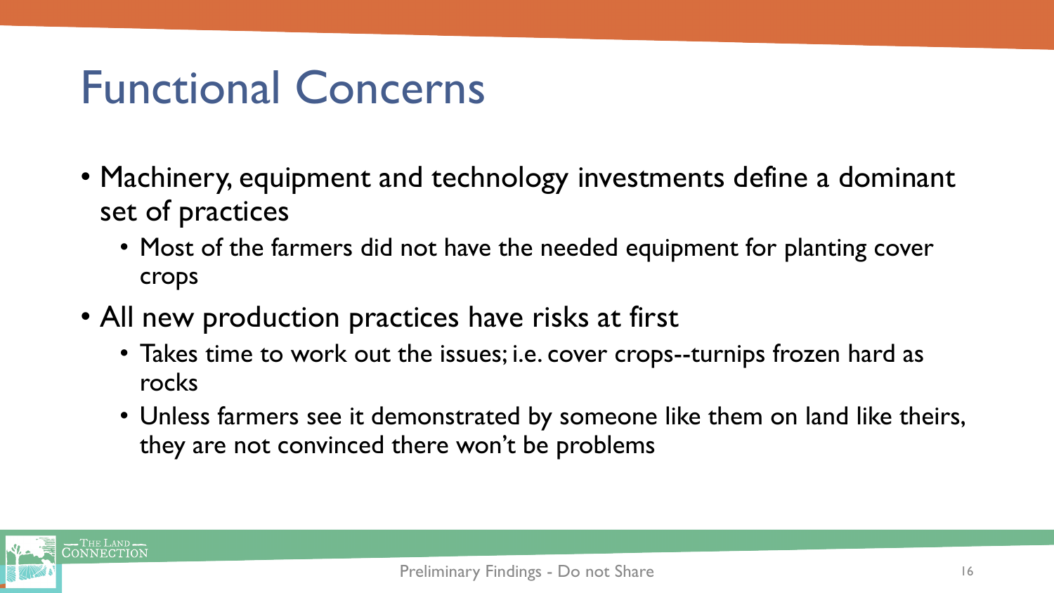# Functional Concerns

- Machinery, equipment and technology investments define a dominant set of practices
  - Most of the farmers did not have the needed equipment for planting cover crops
- All new production practices have risks at first
  - Takes time to work out the issues; i.e. cover crops--turnips frozen hard as rocks
  - Unless farmers see it demonstrated by someone like them on land like theirs, they are not convinced there won't be problems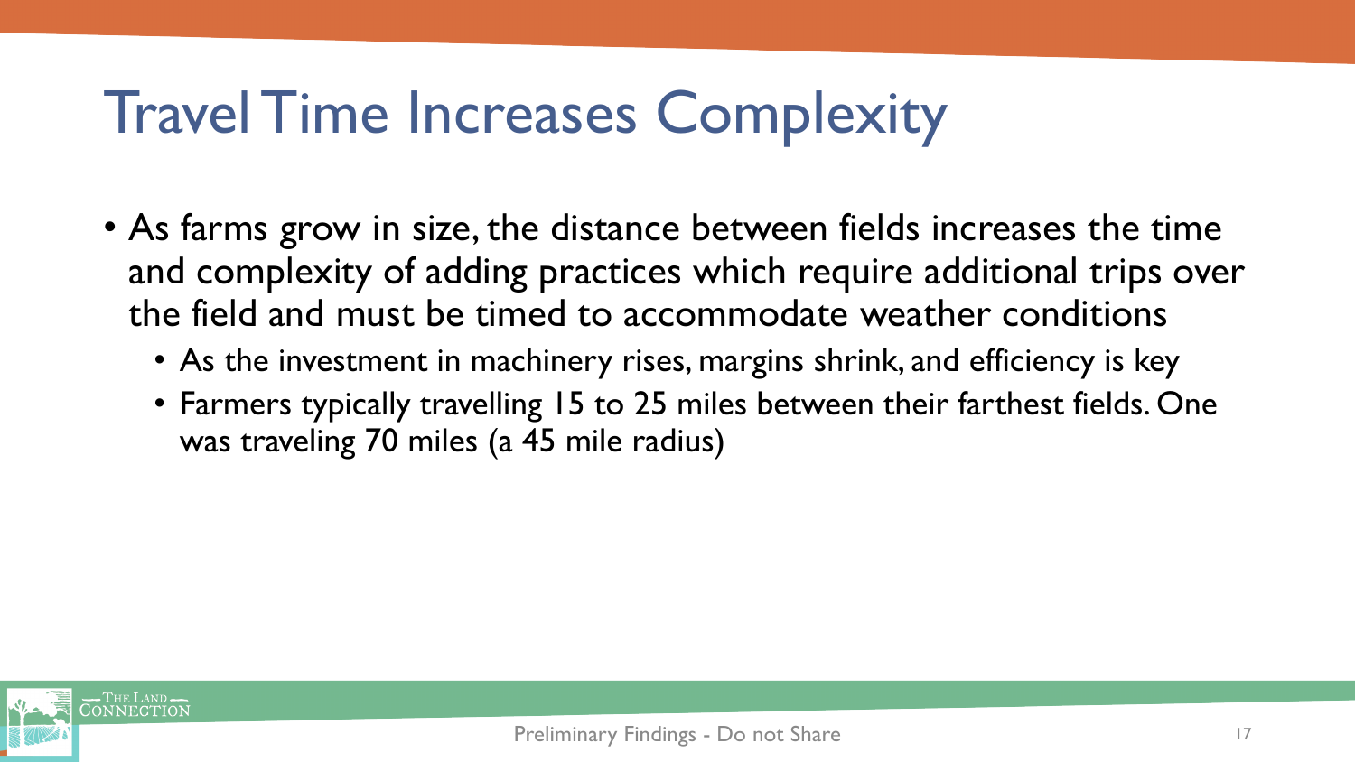# Travel Time Increases Complexity

- As farms grow in size, the distance between fields increases the time and complexity of adding practices which require additional trips over the field and must be timed to accommodate weather conditions
  - As the investment in machinery rises, margins shrink, and efficiency is key
  - Farmers typically travelling 15 to 25 miles between their farthest fields. One was traveling 70 miles (a 45 mile radius)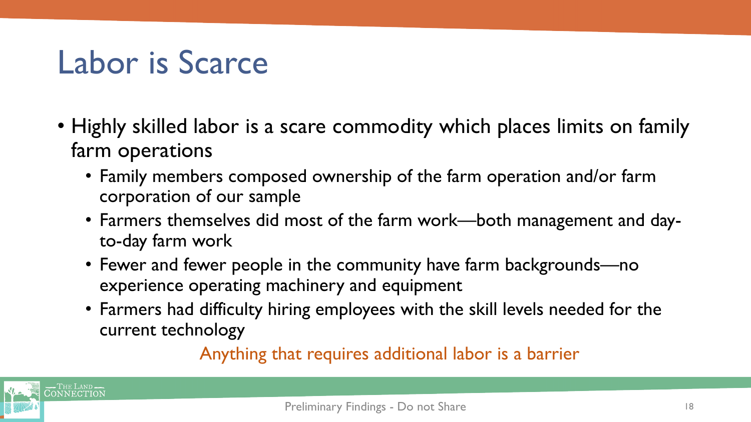# Labor is Scarce

- Highly skilled labor is a scare commodity which places limits on family farm operations
  - Family members composed ownership of the farm operation and/or farm corporation of our sample
  - Farmers themselves did most of the farm work—both management and day-to-day farm work
  - Fewer and fewer people in the community have farm backgrounds—no experience operating machinery and equipment
  - Farmers had difficulty hiring employees with the skill levels needed for the current technology

Anything that requires additional labor is a barrier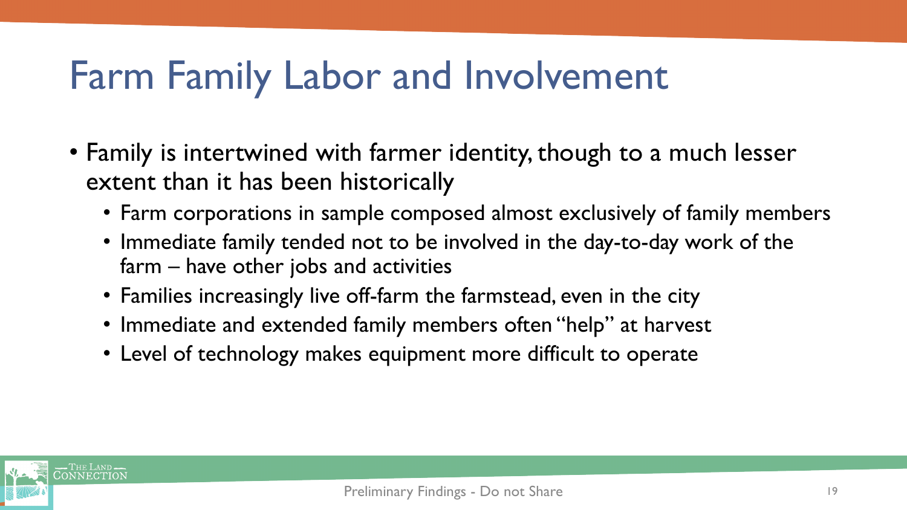# Farm Family Labor and Involvement

- Family is intertwined with farmer identity, though to a much lesser extent than it has been historically
  - Farm corporations in sample composed almost exclusively of family members
  - Immediate family tended not to be involved in the day-to-day work of the farm – have other jobs and activities
  - Families increasingly live off-farm the farmstead, even in the city
  - Immediate and extended family members often "help" at harvest
  - Level of technology makes equipment more difficult to operate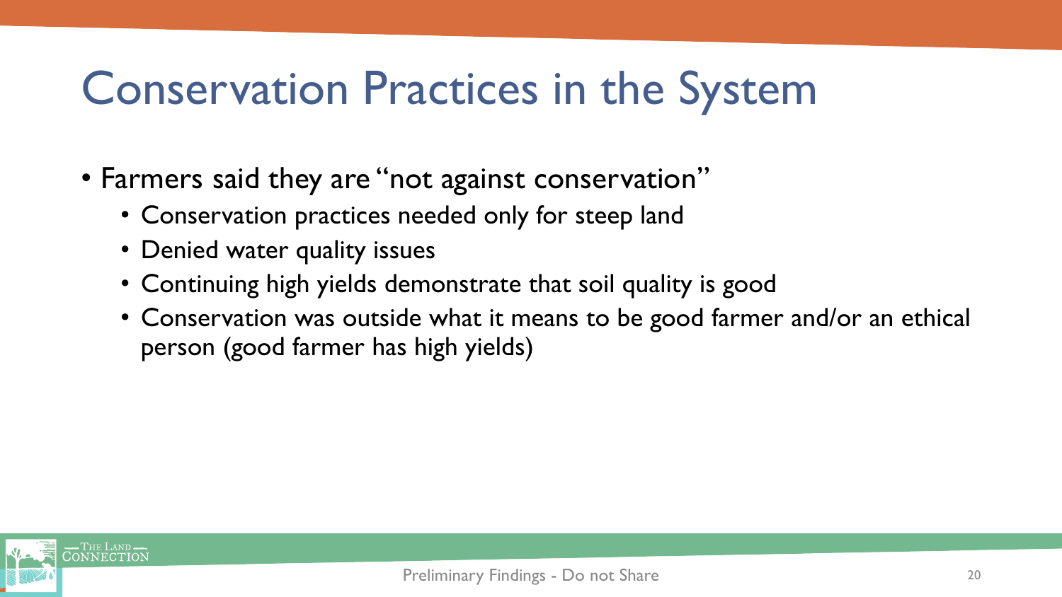# Conservation Practices in the System

- Farmers said they are "not against conservation"
  - Conservation practices needed only for steep land
  - Denied water quality issues
  - Continuing high yields demonstrate that soil quality is good
  - Conservation was outside what it means to be good farmer and/or an ethical person (good farmer has high yields)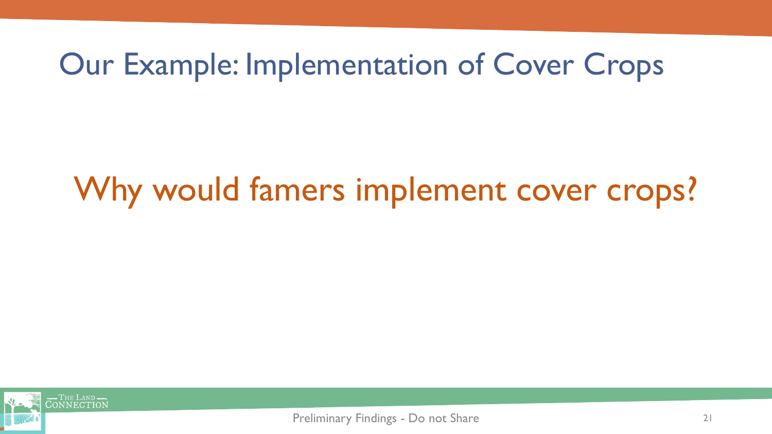# Our Example: Implementation of Cover Crops

## Why would famers implement cover crops?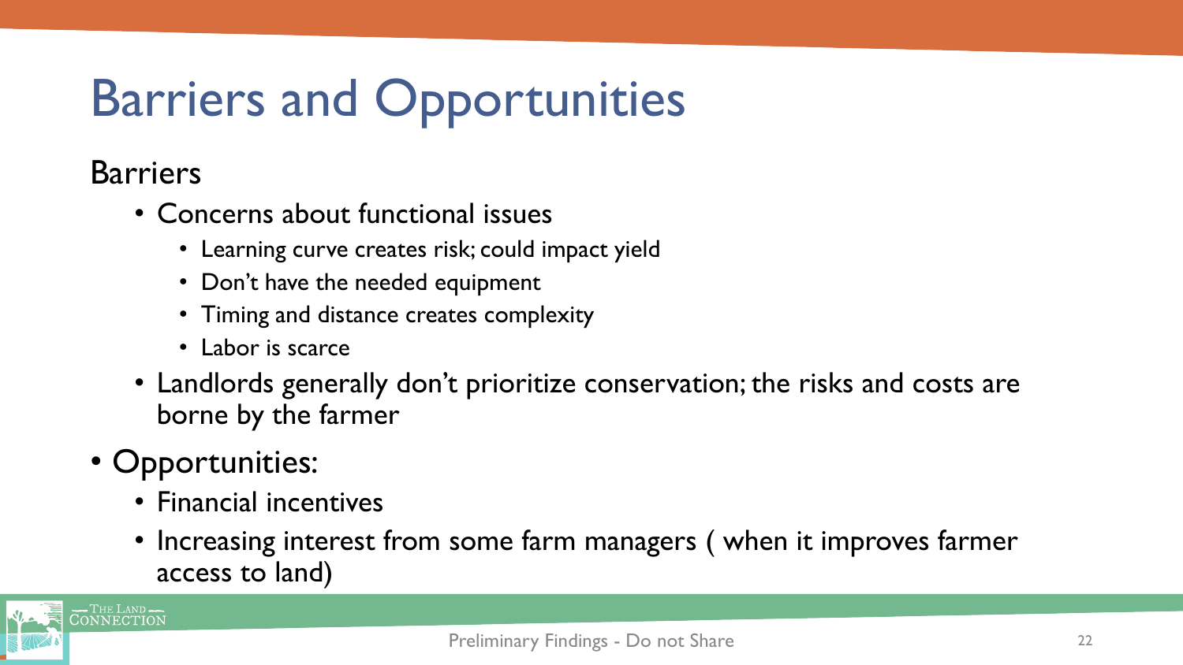# Barriers and Opportunities

Barriers

- Concerns about functional issues
  - Learning curve creates risk; could impact yield
  - Don't have the needed equipment
  - Timing and distance creates complexity
  - Labor is scarce
- Landlords generally don't prioritize conservation; the risks and costs are borne by the farmer

- Opportunities:
  - Financial incentives
  - Increasing interest from some farm managers ( when it improves farmer access to land)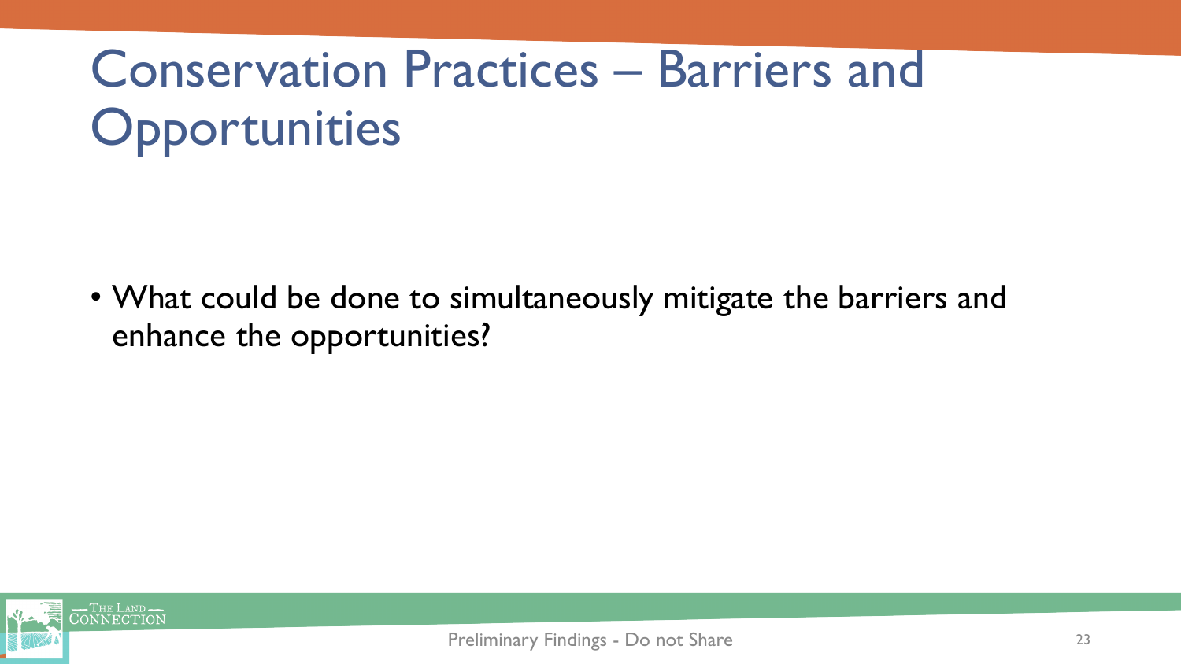# Conservation Practices – Barriers and Opportunities

- What could be done to simultaneously mitigate the barriers and enhance the opportunities?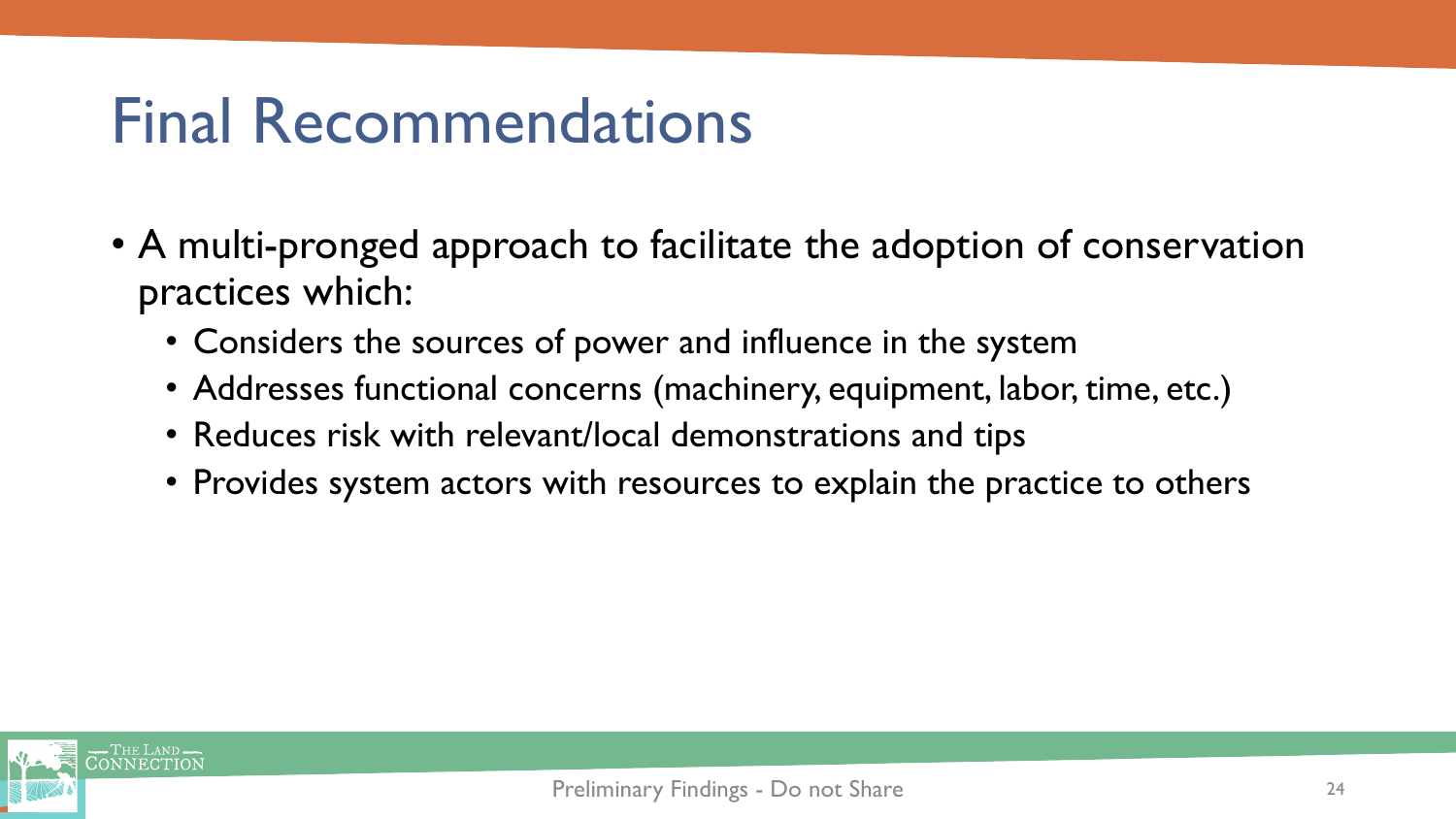# Final Recommendations

- A multi-pronged approach to facilitate the adoption of conservation practices which:
  - Considers the sources of power and influence in the system
  - Addresses functional concerns (machinery, equipment, labor, time, etc.)
  - Reduces risk with relevant/local demonstrations and tips
  - Provides system actors with resources to explain the practice to others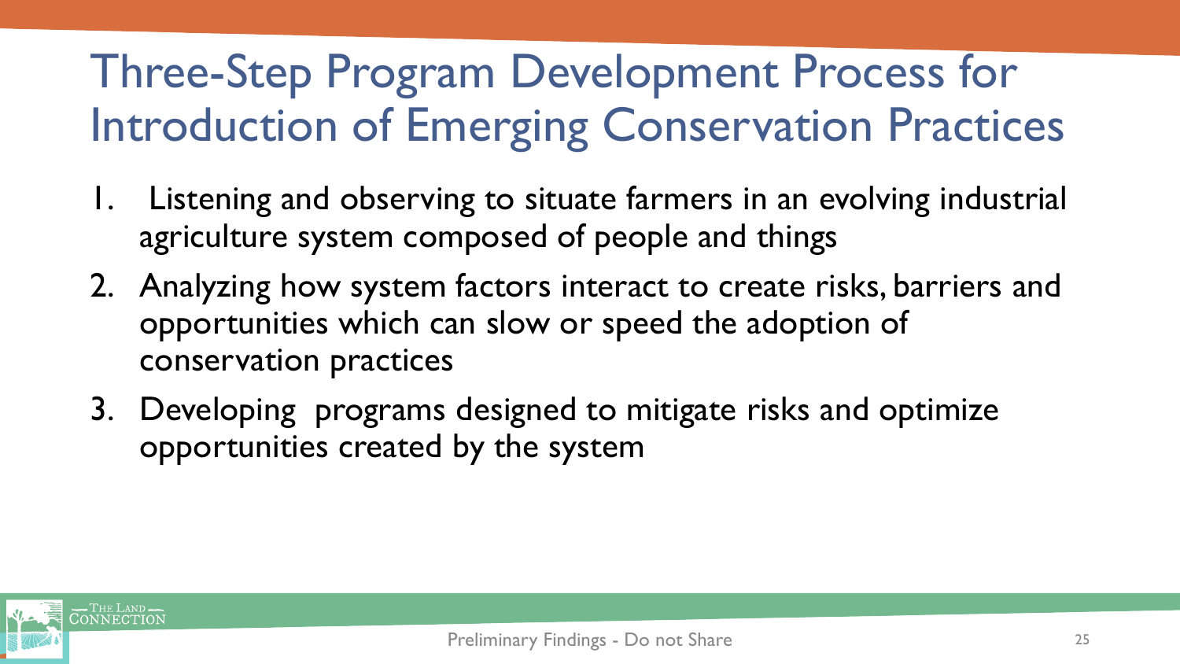# Three-Step Program Development Process for Introduction of Emerging Conservation Practices

1. Listening and observing to situate farmers in an evolving industrial agriculture system composed of people and things
2. Analyzing how system factors interact to create risks, barriers and opportunities which can slow or speed the adoption of conservation practices
3. Developing programs designed to mitigate risks and optimize opportunities created by the system

Preliminary Findings - Do not Share